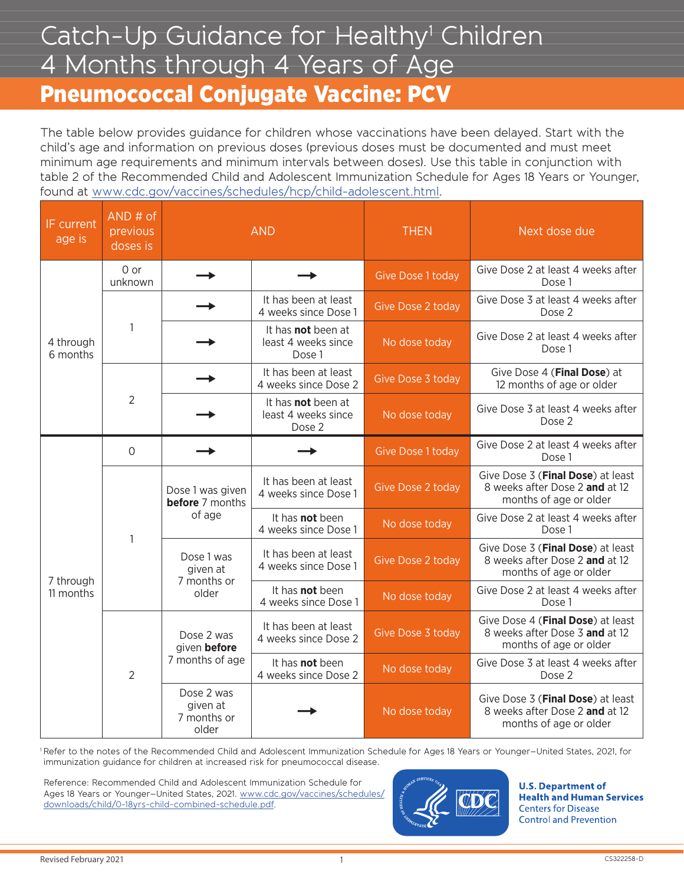# Catch-Up Guidance for Healthy[1] Children 4 Months through 4 Years of Age

## Pneumococcal Conjugate Vaccine: PCV

The table below provides guidance for children whose vaccinations have been delayed. Start with the child's age and information on previous doses (previous doses must be documented and must meet minimum age requirements and minimum intervals between doses). Use this table in conjunction with table 2 of the Recommended Child and Adolescent Immunization Schedule for Ages 18 Years or Younger, found at www.cdc.gov/vaccines/schedules/hcp/child-adolescent.html.

| IF current age is | AND # of previous doses is | AND | | THEN | Next dose due |
|---|---|---|---|---|---|
| 4 through 6 months | 0 or unknown | → | → | Give Dose 1 today | Give Dose 2 at least 4 weeks after Dose 1 |
| | 1 | → | It has been at least 4 weeks since Dose 1 | Give Dose 2 today | Give Dose 3 at least 4 weeks after Dose 2 |
| | | → | It has **not** been at least 4 weeks since Dose 1 | No dose today | Give Dose 2 at least 4 weeks after Dose 1 |
| | 2 | → | It has been at least 4 weeks since Dose 2 | Give Dose 3 today | Give Dose 4 (**Final Dose**) at 12 months of age or older |
| | | → | It has **not** been at least 4 weeks since Dose 2 | No dose today | Give Dose 3 at least 4 weeks after Dose 2 |
| 7 through 11 months | 0 | → | → | Give Dose 1 today | Give Dose 2 at least 4 weeks after Dose 1 |
| | 1 | Dose 1 was given **before** 7 months of age | It has been at least 4 weeks since Dose 1 | Give Dose 2 today | Give Dose 3 (**Final Dose**) at least 8 weeks after Dose 2 **and** at 12 months of age or older |
| | | | It has **not** been 4 weeks since Dose 1 | No dose today | Give Dose 2 at least 4 weeks after Dose 1 |
| | | Dose 1 was given at 7 months or older | It has been at least 4 weeks since Dose 1 | Give Dose 2 today | Give Dose 3 (**Final Dose**) at least 8 weeks after Dose 2 **and** at 12 months of age or older |
| | | | It has **not** been 4 weeks since Dose 1 | No dose today | Give Dose 2 at least 4 weeks after Dose 1 |
| | 2 | Dose 2 was given **before** 7 months of age | It has been at least 4 weeks since Dose 2 | Give Dose 3 today | Give Dose 4 (**Final Dose**) at least 8 weeks after Dose 3 **and** at 12 months of age or older |
| | | | It has **not** been 4 weeks since Dose 2 | No dose today | Give Dose 3 at least 4 weeks after Dose 2 |
| | | Dose 2 was given at 7 months or older | → | No dose today | Give Dose 3 (**Final Dose**) at least 8 weeks after Dose 2 **and** at 12 months of age or older |

[1] Refer to the notes of the Recommended Child and Adolescent Immunization Schedule for Ages 18 Years or Younger–United States, 2021, for immunization guidance for children at increased risk for pneumococcal disease.

Reference: Recommended Child and Adolescent Immunization Schedule for Ages 18 Years or Younger–United States, 2021. www.cdc.gov/vaccines/schedules/downloads/child/0-18yrs-child-combined-schedule.pdf.

U.S. Department of Health and Human Services
Centers for Disease Control and Prevention

Revised February 2021

CS322258-D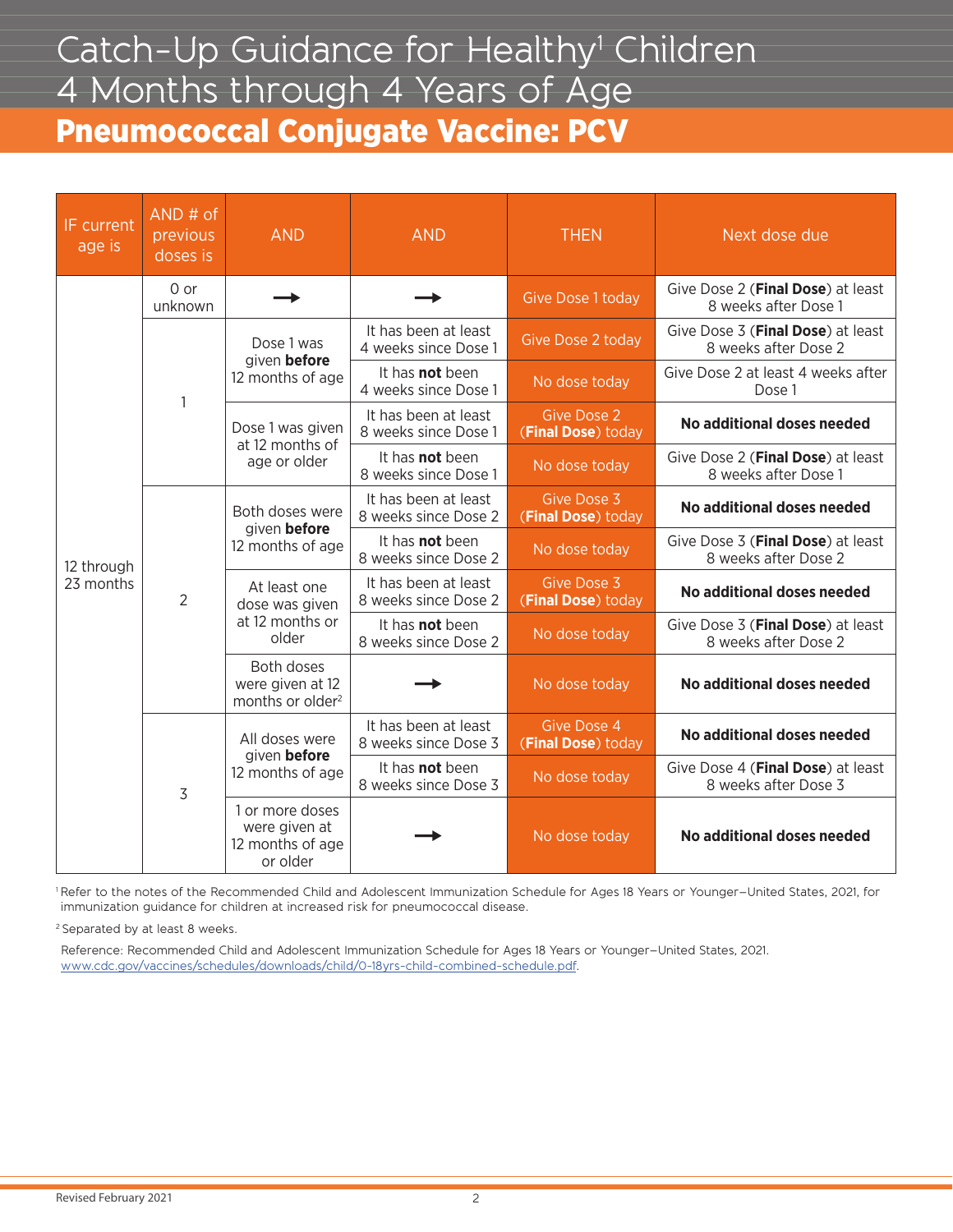# Catch-Up Guidance for Healthy[1] Children 4 Months through 4 Years of Age

## Pneumococcal Conjugate Vaccine: PCV

| IF current age is | AND # of previous doses is | AND | AND | THEN | Next dose due |
|---|---|---|---|---|---|
| 12 through 23 months | 0 or unknown | → | → | Give Dose 1 today | Give Dose 2 (**Final Dose**) at least 8 weeks after Dose 1 |
| | 1 | Dose 1 was given **before** 12 months of age | It has been at least 4 weeks since Dose 1 | Give Dose 2 today | Give Dose 3 (**Final Dose**) at least 8 weeks after Dose 2 |
| | | | It has **not** been 4 weeks since Dose 1 | No dose today | Give Dose 2 at least 4 weeks after Dose 1 |
| | | Dose 1 was given at 12 months of age or older | It has been at least 8 weeks since Dose 1 | Give Dose 2 (**Final Dose**) today | **No additional doses needed** |
| | | | It has **not** been 8 weeks since Dose 1 | No dose today | Give Dose 2 (**Final Dose**) at least 8 weeks after Dose 1 |
| | 2 | Both doses were given **before** 12 months of age | It has been at least 8 weeks since Dose 2 | Give Dose 3 (**Final Dose**) today | **No additional doses needed** |
| | | | It has **not** been 8 weeks since Dose 2 | No dose today | Give Dose 3 (**Final Dose**) at least 8 weeks after Dose 2 |
| | | At least one dose was given at 12 months or older | It has been at least 8 weeks since Dose 2 | Give Dose 3 (**Final Dose**) today | **No additional doses needed** |
| | | | It has **not** been 8 weeks since Dose 2 | No dose today | Give Dose 3 (**Final Dose**) at least 8 weeks after Dose 2 |
| | | Both doses were given at 12 months or older[2] | → | No dose today | **No additional doses needed** |
| | 3 | All doses were given **before** 12 months of age | It has been at least 8 weeks since Dose 3 | Give Dose 4 (**Final Dose**) today | **No additional doses needed** |
| | | | It has **not** been 8 weeks since Dose 3 | No dose today | Give Dose 4 (**Final Dose**) at least 8 weeks after Dose 3 |
| | | 1 or more doses were given at 12 months of age or older | → | No dose today | **No additional doses needed** |

[1] Refer to the notes of the Recommended Child and Adolescent Immunization Schedule for Ages 18 Years or Younger–United States, 2021, for immunization guidance for children at increased risk for pneumococcal disease.

[2] Separated by at least 8 weeks.

Reference: Recommended Child and Adolescent Immunization Schedule for Ages 18 Years or Younger–United States, 2021. www.cdc.gov/vaccines/schedules/downloads/child/0-18yrs-child-combined-schedule.pdf.

Revised February 2021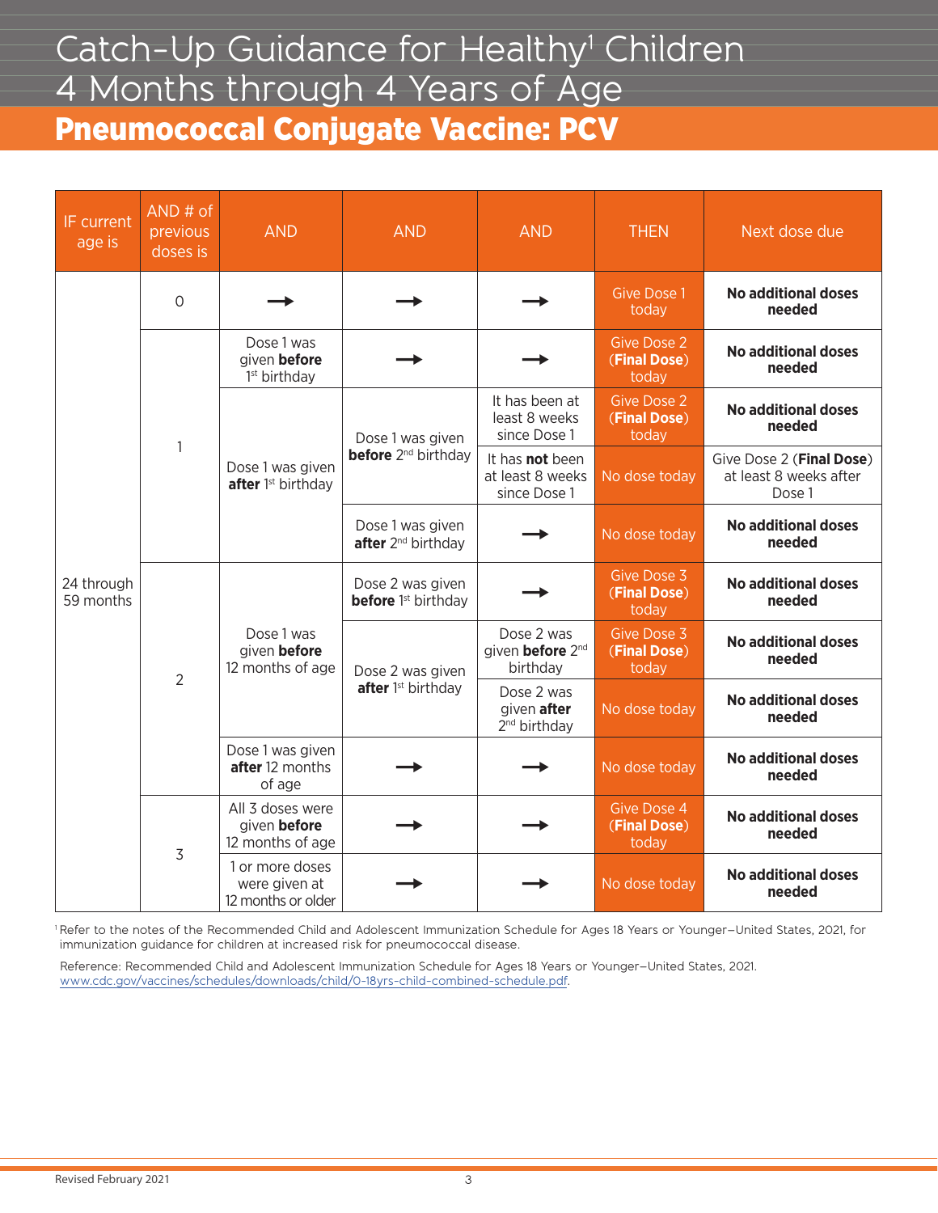# Catch-Up Guidance for Healthy[1] Children 4 Months through 4 Years of Age

## Pneumococcal Conjugate Vaccine: PCV

| IF current age is | AND # of previous doses is | AND | AND | AND | THEN | Next dose due |
|---|---|---|---|---|---|---|
| 24 through 59 months | 0 | → | → | → | Give Dose 1 today | **No additional doses needed** |
| | 1 | Dose 1 was given **before** 1st birthday | → | → | Give Dose 2 (**Final Dose**) today | **No additional doses needed** |
| | | Dose 1 was given **after** 1st birthday | Dose 1 was given **before** 2nd birthday | It has been at least 8 weeks since Dose 1 | Give Dose 2 (**Final Dose**) today | **No additional doses needed** |
| | | | | It has **not** been at least 8 weeks since Dose 1 | No dose today | Give Dose 2 (**Final Dose**) at least 8 weeks after Dose 1 |
| | | | Dose 1 was given **after** 2nd birthday | → | No dose today | **No additional doses needed** |
| | 2 | Dose 1 was given **before** 12 months of age | Dose 2 was given **before** 1st birthday | → | Give Dose 3 (**Final Dose**) today | **No additional doses needed** |
| | | | Dose 2 was given **after** 1st birthday | Dose 2 was given **before** 2nd birthday | Give Dose 3 (**Final Dose**) today | **No additional doses needed** |
| | | | | Dose 2 was given **after** 2nd birthday | No dose today | **No additional doses needed** |
| | | Dose 1 was given **after** 12 months of age | → | → | No dose today | **No additional doses needed** |
| | 3 | All 3 doses were given **before** 12 months of age | → | → | Give Dose 4 (**Final Dose**) today | **No additional doses needed** |
| | | 1 or more doses were given at 12 months or older | → | → | No dose today | **No additional doses needed** |

[1] Refer to the notes of the Recommended Child and Adolescent Immunization Schedule for Ages 18 Years or Younger–United States, 2021, for immunization guidance for children at increased risk for pneumococcal disease.

Reference: Recommended Child and Adolescent Immunization Schedule for Ages 18 Years or Younger–United States, 2021. www.cdc.gov/vaccines/schedules/downloads/child/0-18yrs-child-combined-schedule.pdf.

Revised February 2021